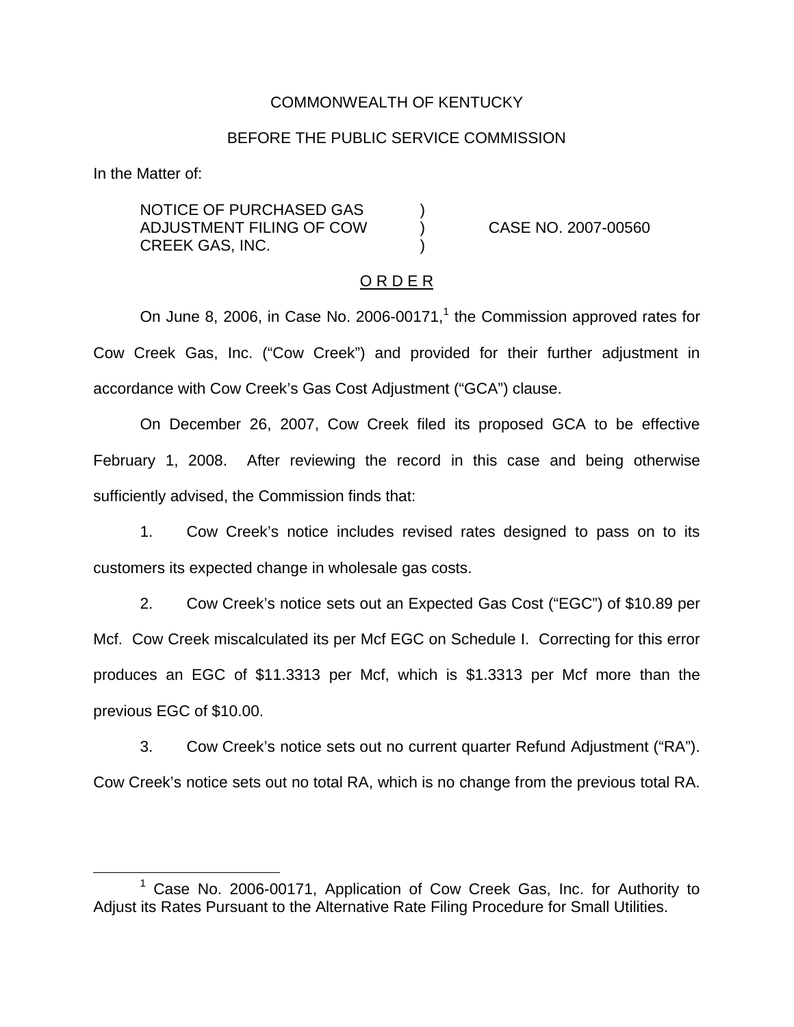COMMONWEALTH OF KENTUCKY

BEFORE THE PUBLIC SERVICE COMMISSION

In the Matter of:

| | | |
|---|---|---|
| NOTICE OF PURCHASED GAS ADJUSTMENT FILING OF COW CREEK GAS, INC. | ) ) ) | CASE NO. 2007-00560 |

O R D E R

On June 8, 2006, in Case No. 2006-00171,[1] the Commission approved rates for Cow Creek Gas, Inc. ("Cow Creek") and provided for their further adjustment in accordance with Cow Creek's Gas Cost Adjustment ("GCA") clause.

On December 26, 2007, Cow Creek filed its proposed GCA to be effective February 1, 2008. After reviewing the record in this case and being otherwise sufficiently advised, the Commission finds that:

1. Cow Creek's notice includes revised rates designed to pass on to its customers its expected change in wholesale gas costs.

2. Cow Creek's notice sets out an Expected Gas Cost ("EGC") of $10.89 per Mcf. Cow Creek miscalculated its per Mcf EGC on Schedule I. Correcting for this error produces an EGC of $11.3313 per Mcf, which is $1.3313 per Mcf more than the previous EGC of $10.00.

3. Cow Creek's notice sets out no current quarter Refund Adjustment ("RA"). Cow Creek's notice sets out no total RA, which is no change from the previous total RA.

[1] Case No. 2006-00171, Application of Cow Creek Gas, Inc. for Authority to Adjust its Rates Pursuant to the Alternative Rate Filing Procedure for Small Utilities.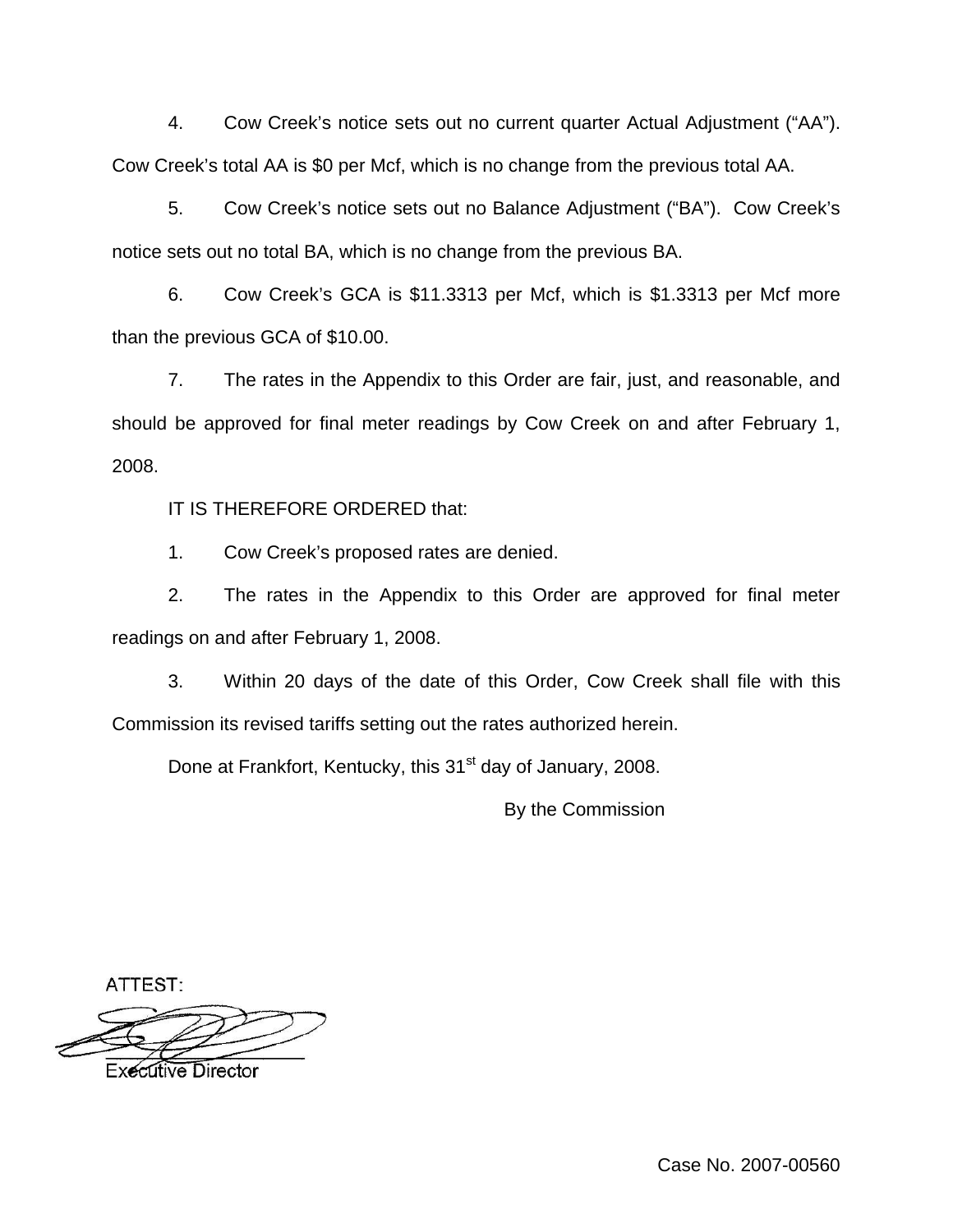4. Cow Creek's notice sets out no current quarter Actual Adjustment ("AA"). Cow Creek's total AA is $0 per Mcf, which is no change from the previous total AA.

5. Cow Creek's notice sets out no Balance Adjustment ("BA"). Cow Creek's notice sets out no total BA, which is no change from the previous BA.

6. Cow Creek's GCA is $11.3313 per Mcf, which is $1.3313 per Mcf more than the previous GCA of $10.00.

7. The rates in the Appendix to this Order are fair, just, and reasonable, and should be approved for final meter readings by Cow Creek on and after February 1, 2008.

IT IS THEREFORE ORDERED that:

1. Cow Creek's proposed rates are denied.

2. The rates in the Appendix to this Order are approved for final meter readings on and after February 1, 2008.

3. Within 20 days of the date of this Order, Cow Creek shall file with this Commission its revised tariffs setting out the rates authorized herein.

Done at Frankfort, Kentucky, this 31st day of January, 2008.

By the Commission

ATTEST:

Executive Director

Case No. 2007-00560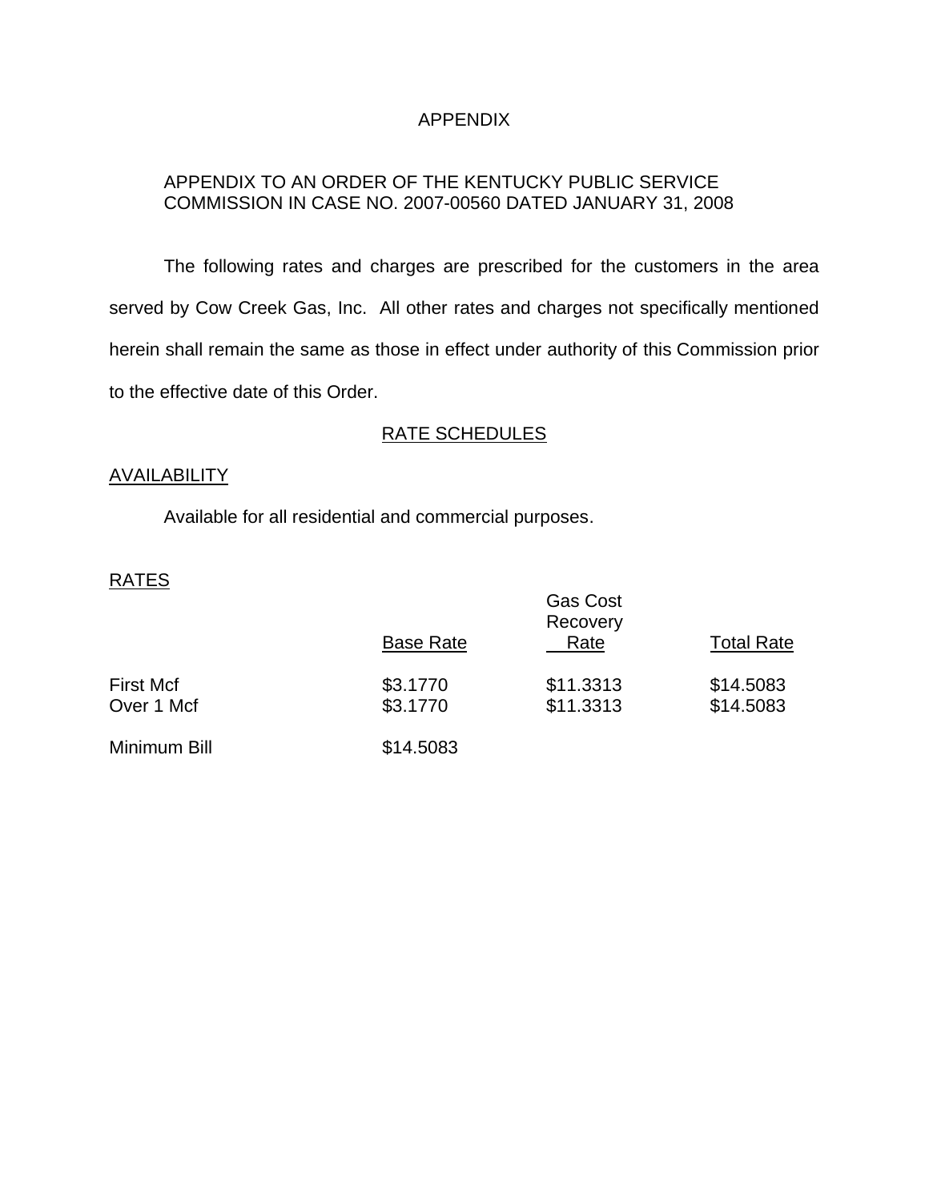# APPENDIX

APPENDIX TO AN ORDER OF THE KENTUCKY PUBLIC SERVICE COMMISSION IN CASE NO. 2007-00560 DATED JANUARY 31, 2008

The following rates and charges are prescribed for the customers in the area served by Cow Creek Gas, Inc. All other rates and charges not specifically mentioned herein shall remain the same as those in effect under authority of this Commission prior to the effective date of this Order.

## RATE SCHEDULES

### AVAILABILITY

Available for all residential and commercial purposes.

### RATES

| | Base Rate | Gas Cost Recovery Rate | Total Rate |
|---|---|---|---|
| First Mcf | $3.1770 | $11.3313 | $14.5083 |
| Over 1 Mcf | $3.1770 | $11.3313 | $14.5083 |
| Minimum Bill | $14.5083 | | |